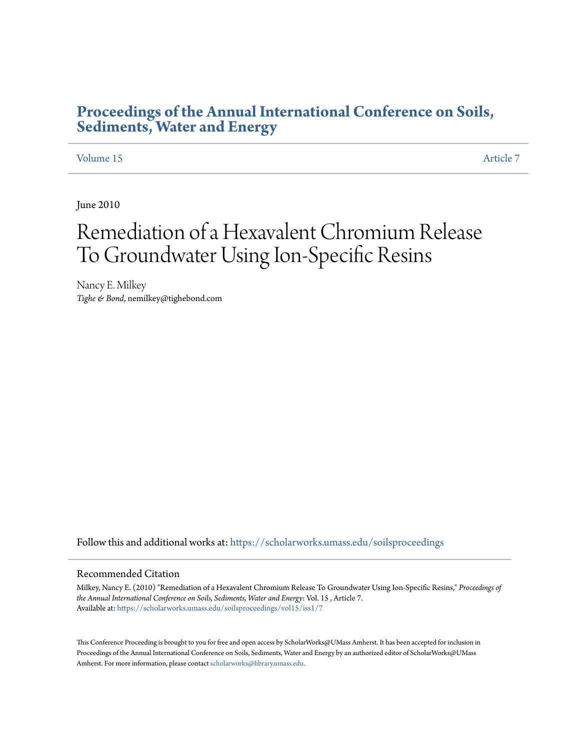# Proceedings of the Annual International Conference on Soils, Sediments, Water and Energy

Volume 15 | Article 7

June 2010

# Remediation of a Hexavalent Chromium Release To Groundwater Using Ion-Specific Resins

Nancy E. Milkey
*Tighe & Bond*, nemilkey@tighebond.com

Follow this and additional works at: https://scholarworks.umass.edu/soilsproceedings

## Recommended Citation

Milkey, Nancy E. (2010) "Remediation of a Hexavalent Chromium Release To Groundwater Using Ion-Specific Resins," *Proceedings of the Annual International Conference on Soils, Sediments, Water and Energy*: Vol. 15 , Article 7.
Available at: https://scholarworks.umass.edu/soilsproceedings/vol15/iss1/7

This Conference Proceeding is brought to you for free and open access by ScholarWorks@UMass Amherst. It has been accepted for inclusion in Proceedings of the Annual International Conference on Soils, Sediments, Water and Energy by an authorized editor of ScholarWorks@UMass Amherst. For more information, please contact scholarworks@library.umass.edu.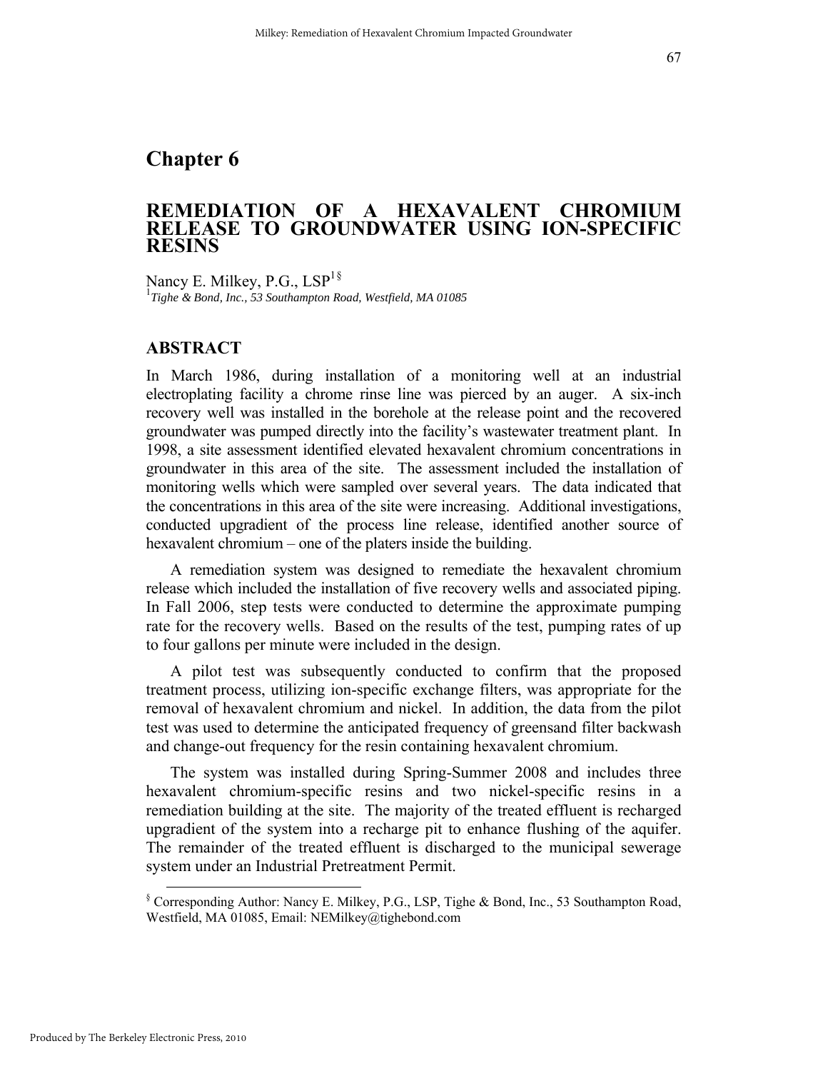# Chapter 6

## REMEDIATION OF A HEXAVALENT CHROMIUM RELEASE TO GROUNDWATER USING ION-SPECIFIC RESINS

Nancy E. Milkey, P.G., LSP[1§]

[1]*Tighe & Bond, Inc., 53 Southampton Road, Westfield, MA 01085*

### ABSTRACT

In March 1986, during installation of a monitoring well at an industrial electroplating facility a chrome rinse line was pierced by an auger. A six-inch recovery well was installed in the borehole at the release point and the recovered groundwater was pumped directly into the facility's wastewater treatment plant. In 1998, a site assessment identified elevated hexavalent chromium concentrations in groundwater in this area of the site. The assessment included the installation of monitoring wells which were sampled over several years. The data indicated that the concentrations in this area of the site were increasing. Additional investigations, conducted upgradient of the process line release, identified another source of hexavalent chromium – one of the platers inside the building.

A remediation system was designed to remediate the hexavalent chromium release which included the installation of five recovery wells and associated piping. In Fall 2006, step tests were conducted to determine the approximate pumping rate for the recovery wells. Based on the results of the test, pumping rates of up to four gallons per minute were included in the design.

A pilot test was subsequently conducted to confirm that the proposed treatment process, utilizing ion-specific exchange filters, was appropriate for the removal of hexavalent chromium and nickel. In addition, the data from the pilot test was used to determine the anticipated frequency of greensand filter backwash and change-out frequency for the resin containing hexavalent chromium.

The system was installed during Spring-Summer 2008 and includes three hexavalent chromium-specific resins and two nickel-specific resins in a remediation building at the site. The majority of the treated effluent is recharged upgradient of the system into a recharge pit to enhance flushing of the aquifer. The remainder of the treated effluent is discharged to the municipal sewerage system under an Industrial Pretreatment Permit.

[§] Corresponding Author: Nancy E. Milkey, P.G., LSP, Tighe & Bond, Inc., 53 Southampton Road, Westfield, MA 01085, Email: NEMilkey@tighebond.com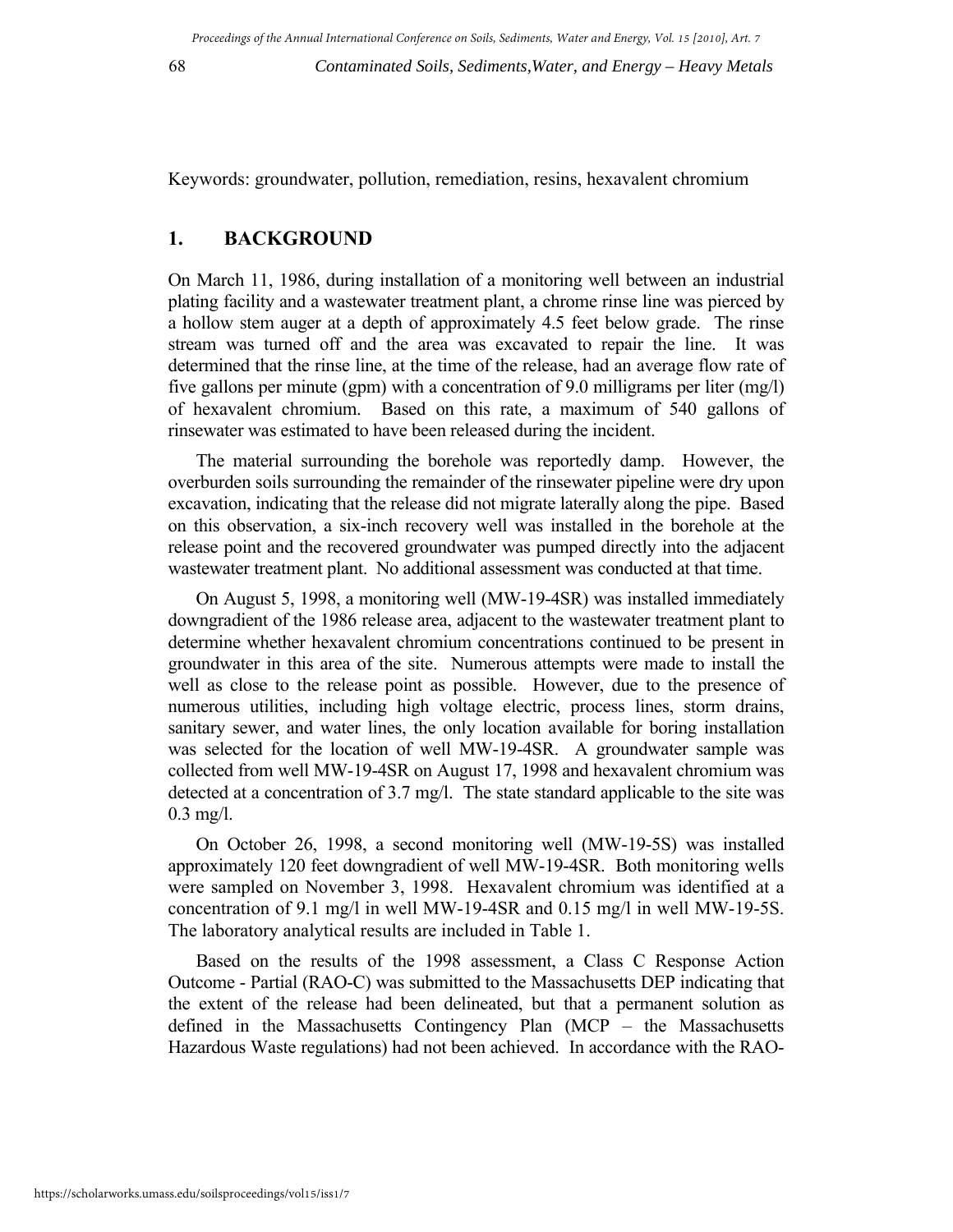Keywords: groundwater, pollution, remediation, resins, hexavalent chromium

## 1. BACKGROUND

On March 11, 1986, during installation of a monitoring well between an industrial plating facility and a wastewater treatment plant, a chrome rinse line was pierced by a hollow stem auger at a depth of approximately 4.5 feet below grade. The rinse stream was turned off and the area was excavated to repair the line. It was determined that the rinse line, at the time of the release, had an average flow rate of five gallons per minute (gpm) with a concentration of 9.0 milligrams per liter (mg/l) of hexavalent chromium. Based on this rate, a maximum of 540 gallons of rinsewater was estimated to have been released during the incident.

The material surrounding the borehole was reportedly damp. However, the overburden soils surrounding the remainder of the rinsewater pipeline were dry upon excavation, indicating that the release did not migrate laterally along the pipe. Based on this observation, a six-inch recovery well was installed in the borehole at the release point and the recovered groundwater was pumped directly into the adjacent wastewater treatment plant. No additional assessment was conducted at that time.

On August 5, 1998, a monitoring well (MW-19-4SR) was installed immediately downgradient of the 1986 release area, adjacent to the wastewater treatment plant to determine whether hexavalent chromium concentrations continued to be present in groundwater in this area of the site. Numerous attempts were made to install the well as close to the release point as possible. However, due to the presence of numerous utilities, including high voltage electric, process lines, storm drains, sanitary sewer, and water lines, the only location available for boring installation was selected for the location of well MW-19-4SR. A groundwater sample was collected from well MW-19-4SR on August 17, 1998 and hexavalent chromium was detected at a concentration of 3.7 mg/l. The state standard applicable to the site was 0.3 mg/l.

On October 26, 1998, a second monitoring well (MW-19-5S) was installed approximately 120 feet downgradient of well MW-19-4SR. Both monitoring wells were sampled on November 3, 1998. Hexavalent chromium was identified at a concentration of 9.1 mg/l in well MW-19-4SR and 0.15 mg/l in well MW-19-5S. The laboratory analytical results are included in Table 1.

Based on the results of the 1998 assessment, a Class C Response Action Outcome - Partial (RAO-C) was submitted to the Massachusetts DEP indicating that the extent of the release had been delineated, but that a permanent solution as defined in the Massachusetts Contingency Plan (MCP – the Massachusetts Hazardous Waste regulations) had not been achieved. In accordance with the RAO-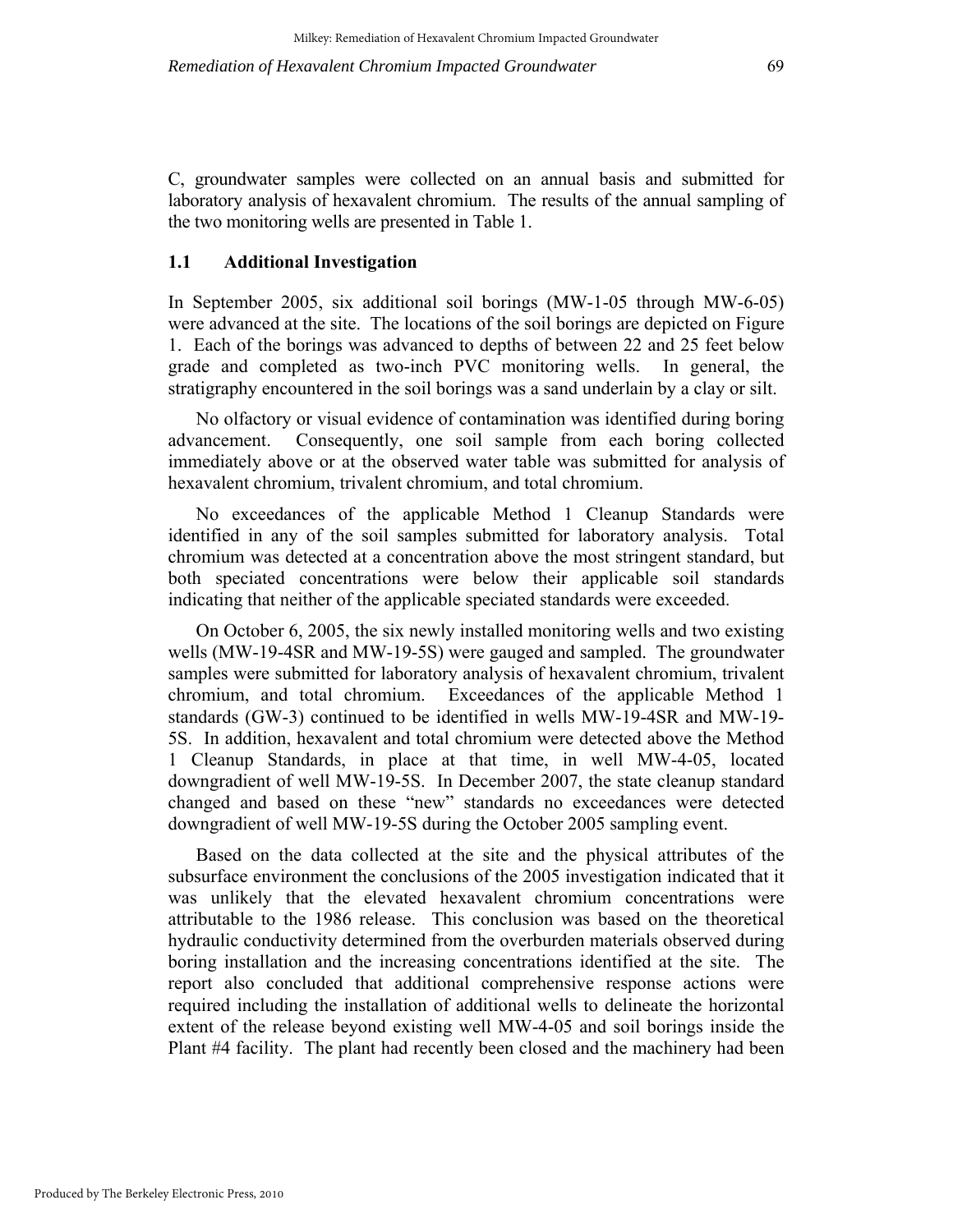C, groundwater samples were collected on an annual basis and submitted for laboratory analysis of hexavalent chromium. The results of the annual sampling of the two monitoring wells are presented in Table 1.

### 1.1 Additional Investigation

In September 2005, six additional soil borings (MW-1-05 through MW-6-05) were advanced at the site. The locations of the soil borings are depicted on Figure 1. Each of the borings was advanced to depths of between 22 and 25 feet below grade and completed as two-inch PVC monitoring wells. In general, the stratigraphy encountered in the soil borings was a sand underlain by a clay or silt.

No olfactory or visual evidence of contamination was identified during boring advancement. Consequently, one soil sample from each boring collected immediately above or at the observed water table was submitted for analysis of hexavalent chromium, trivalent chromium, and total chromium.

No exceedances of the applicable Method 1 Cleanup Standards were identified in any of the soil samples submitted for laboratory analysis. Total chromium was detected at a concentration above the most stringent standard, but both speciated concentrations were below their applicable soil standards indicating that neither of the applicable speciated standards were exceeded.

On October 6, 2005, the six newly installed monitoring wells and two existing wells (MW-19-4SR and MW-19-5S) were gauged and sampled. The groundwater samples were submitted for laboratory analysis of hexavalent chromium, trivalent chromium, and total chromium. Exceedances of the applicable Method 1 standards (GW-3) continued to be identified in wells MW-19-4SR and MW-19-5S. In addition, hexavalent and total chromium were detected above the Method 1 Cleanup Standards, in place at that time, in well MW-4-05, located downgradient of well MW-19-5S. In December 2007, the state cleanup standard changed and based on these "new" standards no exceedances were detected downgradient of well MW-19-5S during the October 2005 sampling event.

Based on the data collected at the site and the physical attributes of the subsurface environment the conclusions of the 2005 investigation indicated that it was unlikely that the elevated hexavalent chromium concentrations were attributable to the 1986 release. This conclusion was based on the theoretical hydraulic conductivity determined from the overburden materials observed during boring installation and the increasing concentrations identified at the site. The report also concluded that additional comprehensive response actions were required including the installation of additional wells to delineate the horizontal extent of the release beyond existing well MW-4-05 and soil borings inside the Plant #4 facility. The plant had recently been closed and the machinery had been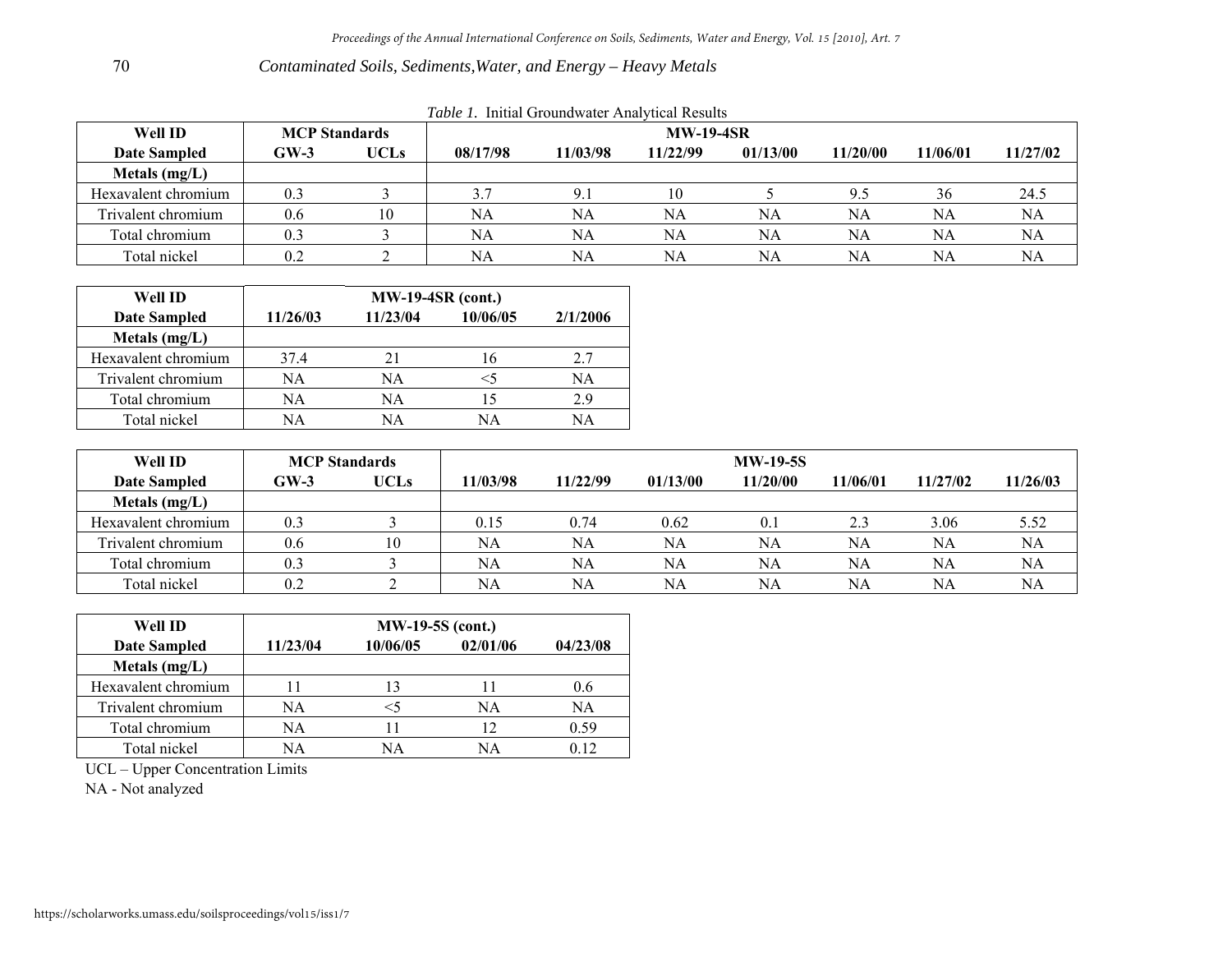*Table 1.* Initial Groundwater Analytical Results

| Well ID | MCP Standards | | MW-19-4SR | | | | | | |
|---|---|---|---|---|---|---|---|---|---|
| **Date Sampled** | **GW-3** | **UCLs** | **08/17/98** | **11/03/98** | **11/22/99** | **01/13/00** | **11/20/00** | **11/06/01** | **11/27/02** |
| **Metals (mg/L)** | | | | | | | | | |
| Hexavalent chromium | 0.3 | 3 | 3.7 | 9.1 | 10 | 5 | 9.5 | 36 | 24.5 |
| Trivalent chromium | 0.6 | 10 | NA | NA | NA | NA | NA | NA | NA |
| Total chromium | 0.3 | 3 | NA | NA | NA | NA | NA | NA | NA |
| Total nickel | 0.2 | 2 | NA | NA | NA | NA | NA | NA | NA |

| Well ID | MW-19-4SR (cont.) | | | |
|---|---|---|---|---|
| **Date Sampled** | **11/26/03** | **11/23/04** | **10/06/05** | **2/1/2006** |
| **Metals (mg/L)** | | | | |
| Hexavalent chromium | 37.4 | 21 | 16 | 2.7 |
| Trivalent chromium | NA | NA | <5 | NA |
| Total chromium | NA | NA | 15 | 2.9 |
| Total nickel | NA | NA | NA | NA |

| Well ID | MCP Standards | | MW-19-5S | | | | | | |
|---|---|---|---|---|---|---|---|---|---|
| **Date Sampled** | **GW-3** | **UCLs** | **11/03/98** | **11/22/99** | **01/13/00** | **11/20/00** | **11/06/01** | **11/27/02** | **11/26/03** |
| **Metals (mg/L)** | | | | | | | | | |
| Hexavalent chromium | 0.3 | 3 | 0.15 | 0.74 | 0.62 | 0.1 | 2.3 | 3.06 | 5.52 |
| Trivalent chromium | 0.6 | 10 | NA | NA | NA | NA | NA | NA | NA |
| Total chromium | 0.3 | 3 | NA | NA | NA | NA | NA | NA | NA |
| Total nickel | 0.2 | 2 | NA | NA | NA | NA | NA | NA | NA |

| Well ID | MW-19-5S (cont.) | | | |
|---|---|---|---|---|
| **Date Sampled** | **11/23/04** | **10/06/05** | **02/01/06** | **04/23/08** |
| **Metals (mg/L)** | | | | |
| Hexavalent chromium | 11 | 13 | 11 | 0.6 |
| Trivalent chromium | NA | <5 | NA | NA |
| Total chromium | NA | 11 | 12 | 0.59 |
| Total nickel | NA | NA | NA | 0.12 |

UCL – Upper Concentration Limits

NA - Not analyzed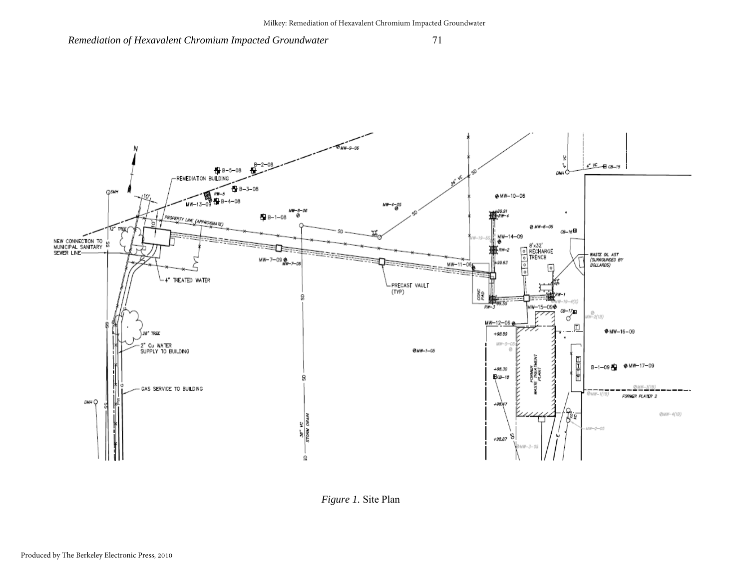*Figure 1.* Site Plan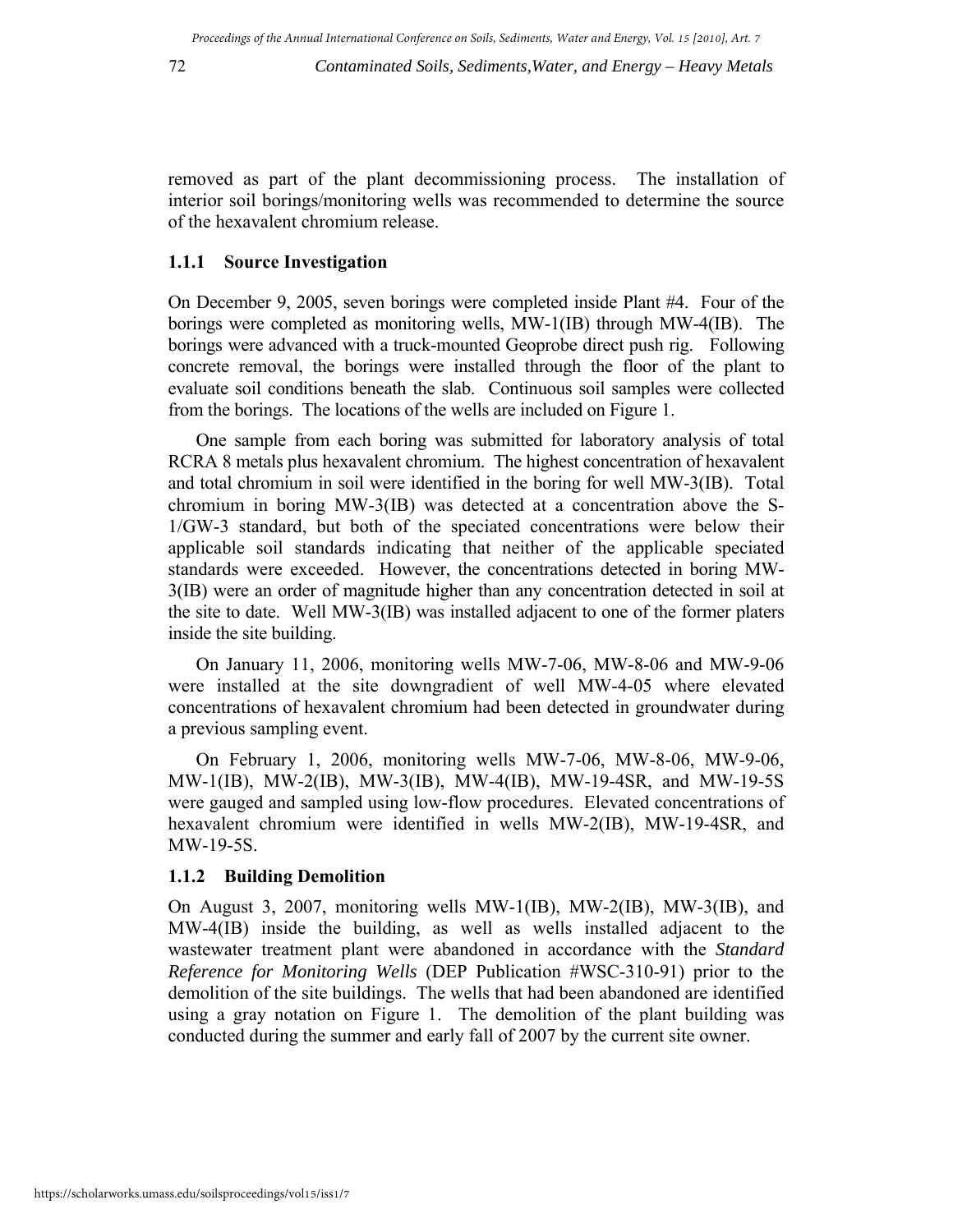removed as part of the plant decommissioning process. The installation of interior soil borings/monitoring wells was recommended to determine the source of the hexavalent chromium release.

### 1.1.1 Source Investigation

On December 9, 2005, seven borings were completed inside Plant #4. Four of the borings were completed as monitoring wells, MW-1(IB) through MW-4(IB). The borings were advanced with a truck-mounted Geoprobe direct push rig. Following concrete removal, the borings were installed through the floor of the plant to evaluate soil conditions beneath the slab. Continuous soil samples were collected from the borings. The locations of the wells are included on Figure 1.

One sample from each boring was submitted for laboratory analysis of total RCRA 8 metals plus hexavalent chromium. The highest concentration of hexavalent and total chromium in soil were identified in the boring for well MW-3(IB). Total chromium in boring MW-3(IB) was detected at a concentration above the S-1/GW-3 standard, but both of the speciated concentrations were below their applicable soil standards indicating that neither of the applicable speciated standards were exceeded. However, the concentrations detected in boring MW-3(IB) were an order of magnitude higher than any concentration detected in soil at the site to date. Well MW-3(IB) was installed adjacent to one of the former platers inside the site building.

On January 11, 2006, monitoring wells MW-7-06, MW-8-06 and MW-9-06 were installed at the site downgradient of well MW-4-05 where elevated concentrations of hexavalent chromium had been detected in groundwater during a previous sampling event.

On February 1, 2006, monitoring wells MW-7-06, MW-8-06, MW-9-06, MW-1(IB), MW-2(IB), MW-3(IB), MW-4(IB), MW-19-4SR, and MW-19-5S were gauged and sampled using low-flow procedures. Elevated concentrations of hexavalent chromium were identified in wells MW-2(IB), MW-19-4SR, and MW-19-5S.

### 1.1.2 Building Demolition

On August 3, 2007, monitoring wells MW-1(IB), MW-2(IB), MW-3(IB), and MW-4(IB) inside the building, as well as wells installed adjacent to the wastewater treatment plant were abandoned in accordance with the *Standard Reference for Monitoring Wells* (DEP Publication #WSC-310-91) prior to the demolition of the site buildings. The wells that had been abandoned are identified using a gray notation on Figure 1. The demolition of the plant building was conducted during the summer and early fall of 2007 by the current site owner.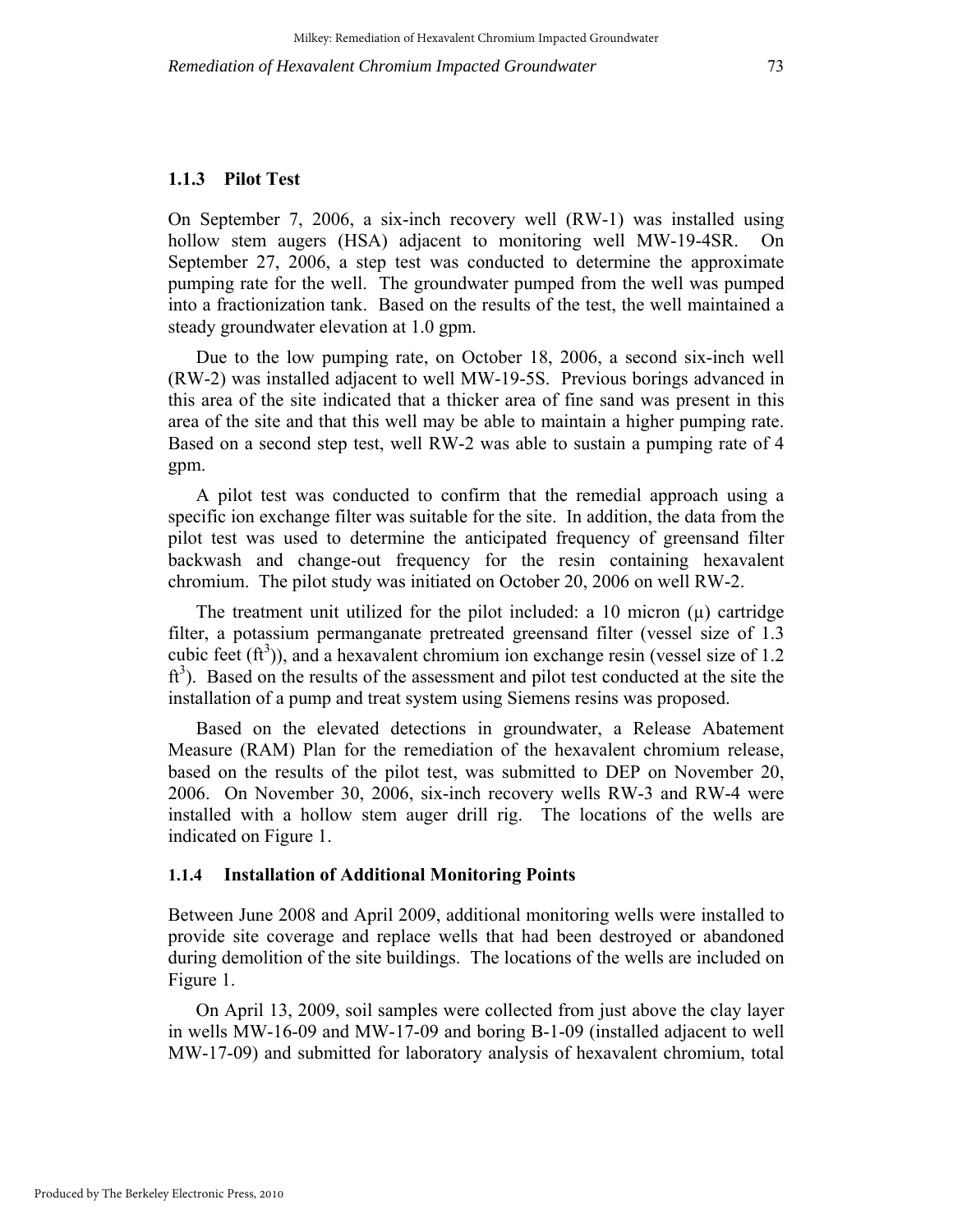### 1.1.3 Pilot Test

On September 7, 2006, a six-inch recovery well (RW-1) was installed using hollow stem augers (HSA) adjacent to monitoring well MW-19-4SR. On September 27, 2006, a step test was conducted to determine the approximate pumping rate for the well. The groundwater pumped from the well was pumped into a fractionization tank. Based on the results of the test, the well maintained a steady groundwater elevation at 1.0 gpm.

Due to the low pumping rate, on October 18, 2006, a second six-inch well (RW-2) was installed adjacent to well MW-19-5S. Previous borings advanced in this area of the site indicated that a thicker area of fine sand was present in this area of the site and that this well may be able to maintain a higher pumping rate. Based on a second step test, well RW-2 was able to sustain a pumping rate of 4 gpm.

A pilot test was conducted to confirm that the remedial approach using a specific ion exchange filter was suitable for the site. In addition, the data from the pilot test was used to determine the anticipated frequency of greensand filter backwash and change-out frequency for the resin containing hexavalent chromium. The pilot study was initiated on October 20, 2006 on well RW-2.

The treatment unit utilized for the pilot included: a 10 micron (μ) cartridge filter, a potassium permanganate pretreated greensand filter (vessel size of 1.3 cubic feet ($ft^3$)), and a hexavalent chromium ion exchange resin (vessel size of 1.2 $ft^3$). Based on the results of the assessment and pilot test conducted at the site the installation of a pump and treat system using Siemens resins was proposed.

Based on the elevated detections in groundwater, a Release Abatement Measure (RAM) Plan for the remediation of the hexavalent chromium release, based on the results of the pilot test, was submitted to DEP on November 20, 2006. On November 30, 2006, six-inch recovery wells RW-3 and RW-4 were installed with a hollow stem auger drill rig. The locations of the wells are indicated on Figure 1.

### 1.1.4 Installation of Additional Monitoring Points

Between June 2008 and April 2009, additional monitoring wells were installed to provide site coverage and replace wells that had been destroyed or abandoned during demolition of the site buildings. The locations of the wells are included on Figure 1.

On April 13, 2009, soil samples were collected from just above the clay layer in wells MW-16-09 and MW-17-09 and boring B-1-09 (installed adjacent to well MW-17-09) and submitted for laboratory analysis of hexavalent chromium, total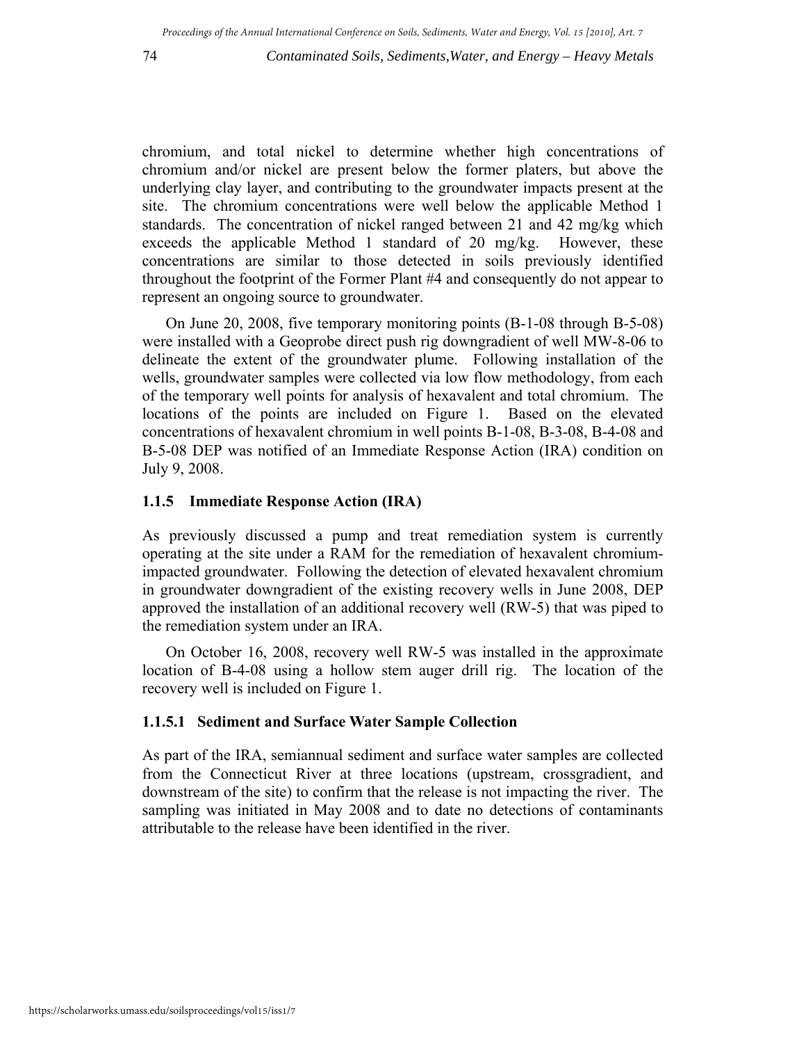chromium, and total nickel to determine whether high concentrations of chromium and/or nickel are present below the former platers, but above the underlying clay layer, and contributing to the groundwater impacts present at the site. The chromium concentrations were well below the applicable Method 1 standards. The concentration of nickel ranged between 21 and 42 mg/kg which exceeds the applicable Method 1 standard of 20 mg/kg. However, these concentrations are similar to those detected in soils previously identified throughout the footprint of the Former Plant #4 and consequently do not appear to represent an ongoing source to groundwater.

On June 20, 2008, five temporary monitoring points (B-1-08 through B-5-08) were installed with a Geoprobe direct push rig downgradient of well MW-8-06 to delineate the extent of the groundwater plume. Following installation of the wells, groundwater samples were collected via low flow methodology, from each of the temporary well points for analysis of hexavalent and total chromium. The locations of the points are included on Figure 1. Based on the elevated concentrations of hexavalent chromium in well points B-1-08, B-3-08, B-4-08 and B-5-08 DEP was notified of an Immediate Response Action (IRA) condition on July 9, 2008.

### 1.1.5 Immediate Response Action (IRA)

As previously discussed a pump and treat remediation system is currently operating at the site under a RAM for the remediation of hexavalent chromium-impacted groundwater. Following the detection of elevated hexavalent chromium in groundwater downgradient of the existing recovery wells in June 2008, DEP approved the installation of an additional recovery well (RW-5) that was piped to the remediation system under an IRA.

On October 16, 2008, recovery well RW-5 was installed in the approximate location of B-4-08 using a hollow stem auger drill rig. The location of the recovery well is included on Figure 1.

#### 1.1.5.1 Sediment and Surface Water Sample Collection

As part of the IRA, semiannual sediment and surface water samples are collected from the Connecticut River at three locations (upstream, crossgradient, and downstream of the site) to confirm that the release is not impacting the river. The sampling was initiated in May 2008 and to date no detections of contaminants attributable to the release have been identified in the river.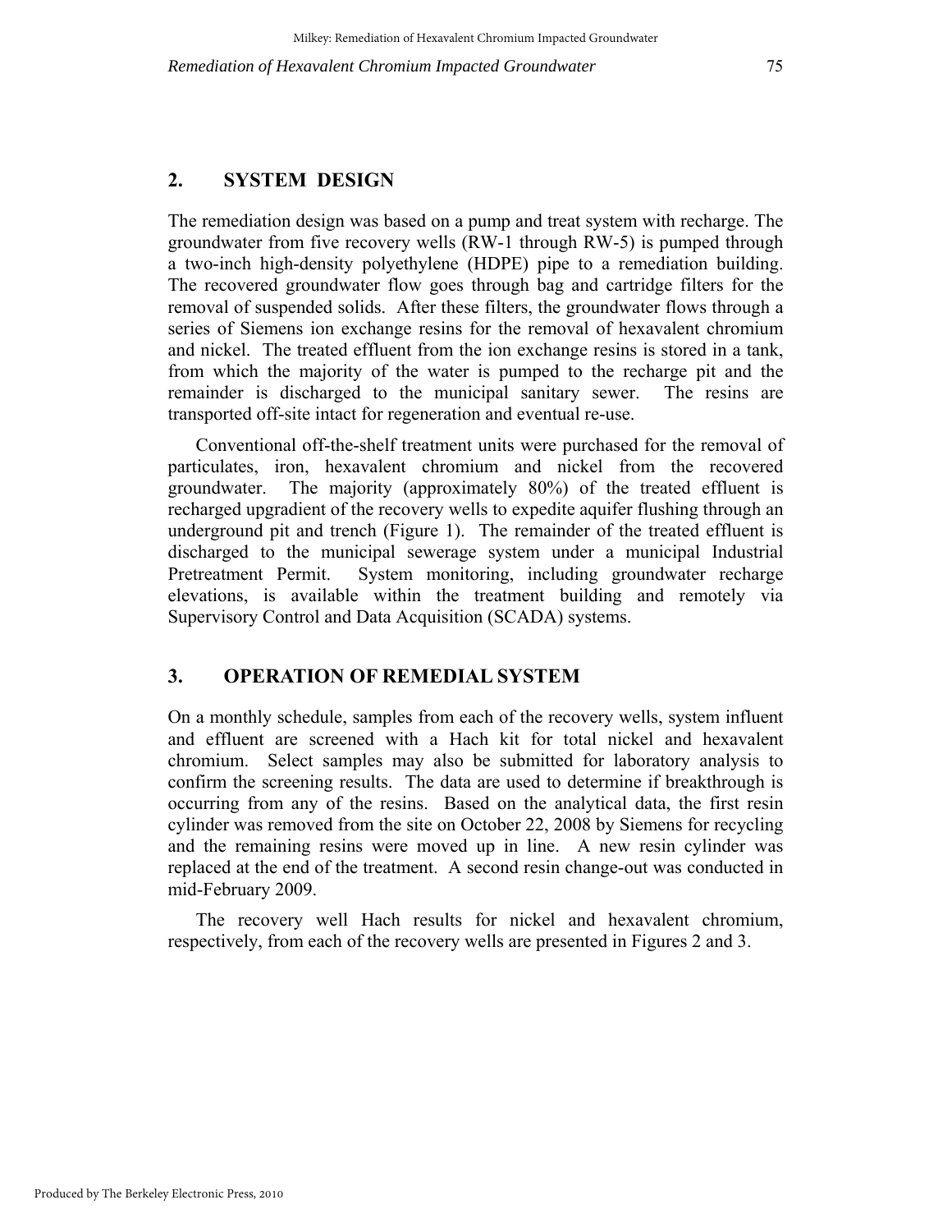## 2. SYSTEM DESIGN

The remediation design was based on a pump and treat system with recharge. The groundwater from five recovery wells (RW-1 through RW-5) is pumped through a two-inch high-density polyethylene (HDPE) pipe to a remediation building. The recovered groundwater flow goes through bag and cartridge filters for the removal of suspended solids. After these filters, the groundwater flows through a series of Siemens ion exchange resins for the removal of hexavalent chromium and nickel. The treated effluent from the ion exchange resins is stored in a tank, from which the majority of the water is pumped to the recharge pit and the remainder is discharged to the municipal sanitary sewer. The resins are transported off-site intact for regeneration and eventual re-use.

Conventional off-the-shelf treatment units were purchased for the removal of particulates, iron, hexavalent chromium and nickel from the recovered groundwater. The majority (approximately 80%) of the treated effluent is recharged upgradient of the recovery wells to expedite aquifer flushing through an underground pit and trench (Figure 1). The remainder of the treated effluent is discharged to the municipal sewerage system under a municipal Industrial Pretreatment Permit. System monitoring, including groundwater recharge elevations, is available within the treatment building and remotely via Supervisory Control and Data Acquisition (SCADA) systems.

## 3. OPERATION OF REMEDIAL SYSTEM

On a monthly schedule, samples from each of the recovery wells, system influent and effluent are screened with a Hach kit for total nickel and hexavalent chromium. Select samples may also be submitted for laboratory analysis to confirm the screening results. The data are used to determine if breakthrough is occurring from any of the resins. Based on the analytical data, the first resin cylinder was removed from the site on October 22, 2008 by Siemens for recycling and the remaining resins were moved up in line. A new resin cylinder was replaced at the end of the treatment. A second resin change-out was conducted in mid-February 2009.

The recovery well Hach results for nickel and hexavalent chromium, respectively, from each of the recovery wells are presented in Figures 2 and 3.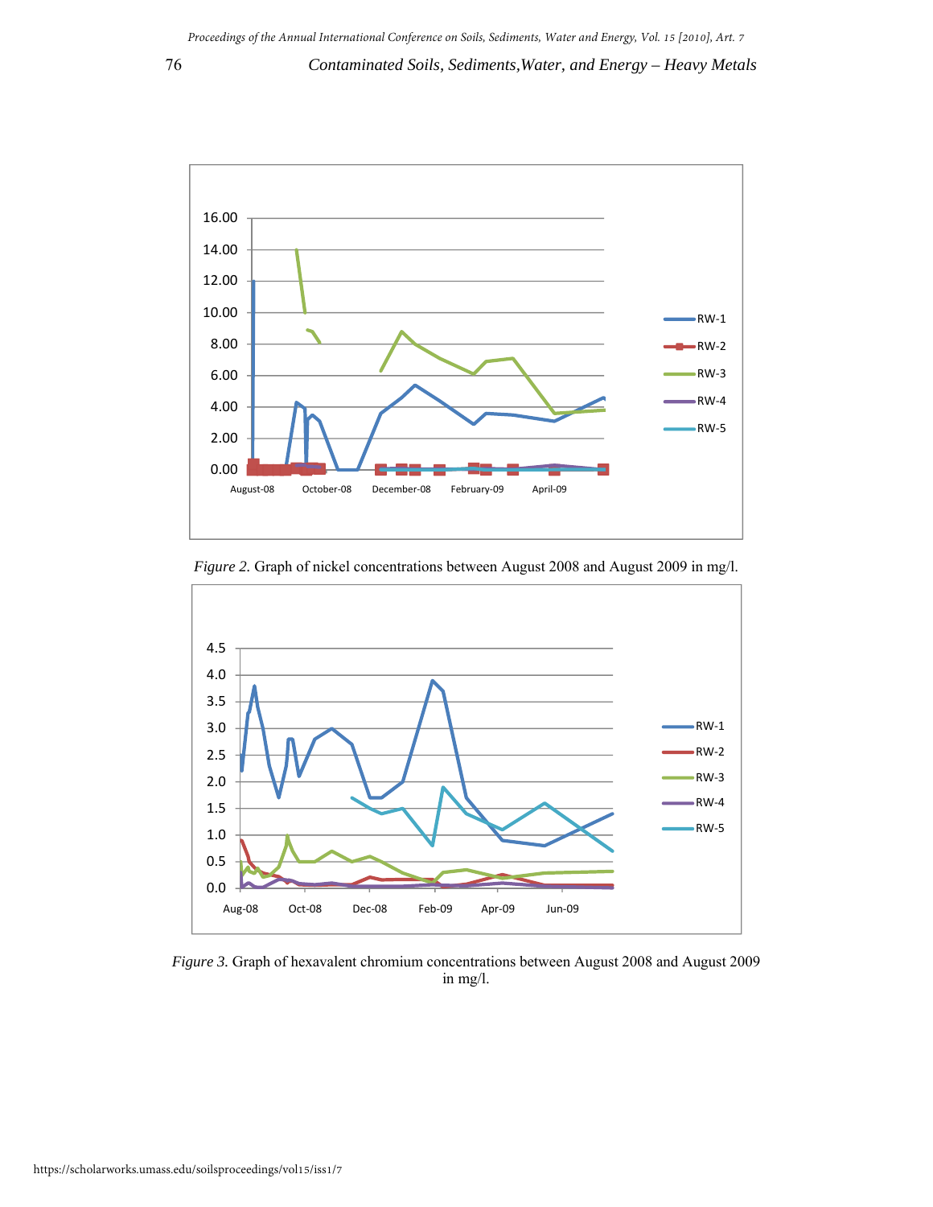*Figure 2.* Graph of nickel concentrations between August 2008 and August 2009 in mg/l.

*Figure 3.* Graph of hexavalent chromium concentrations between August 2008 and August 2009 in mg/l.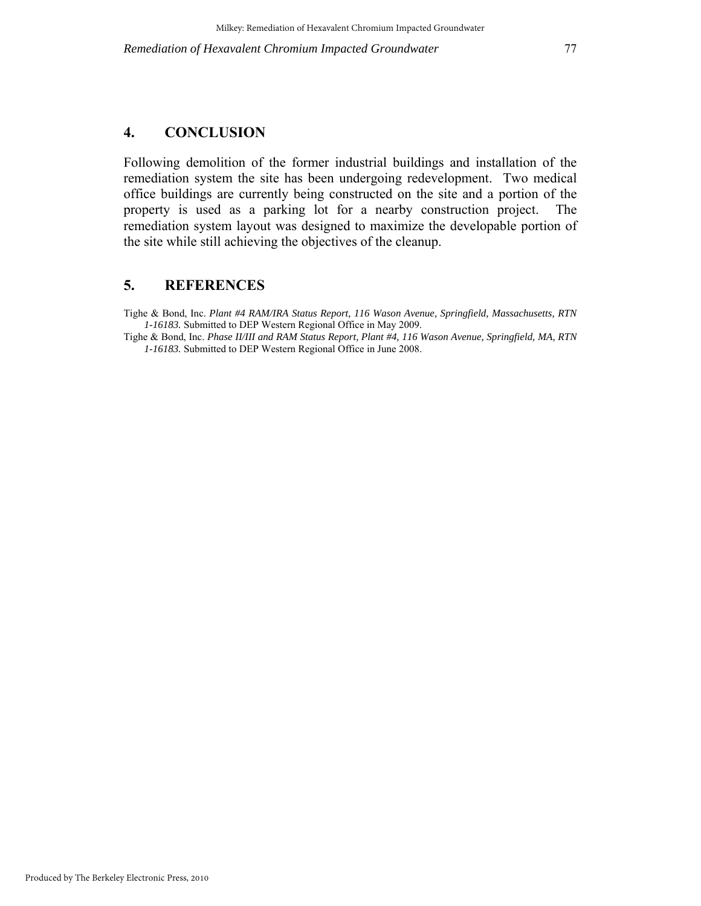## 4. CONCLUSION

Following demolition of the former industrial buildings and installation of the remediation system the site has been undergoing redevelopment. Two medical office buildings are currently being constructed on the site and a portion of the property is used as a parking lot for a nearby construction project. The remediation system layout was designed to maximize the developable portion of the site while still achieving the objectives of the cleanup.

## 5. REFERENCES

Tighe & Bond, Inc. *Plant #4 RAM/IRA Status Report, 116 Wason Avenue, Springfield, Massachusetts, RTN 1-16183.* Submitted to DEP Western Regional Office in May 2009.

Tighe & Bond, Inc. *Phase II/III and RAM Status Report, Plant #4, 116 Wason Avenue, Springfield, MA, RTN 1-16183.* Submitted to DEP Western Regional Office in June 2008.